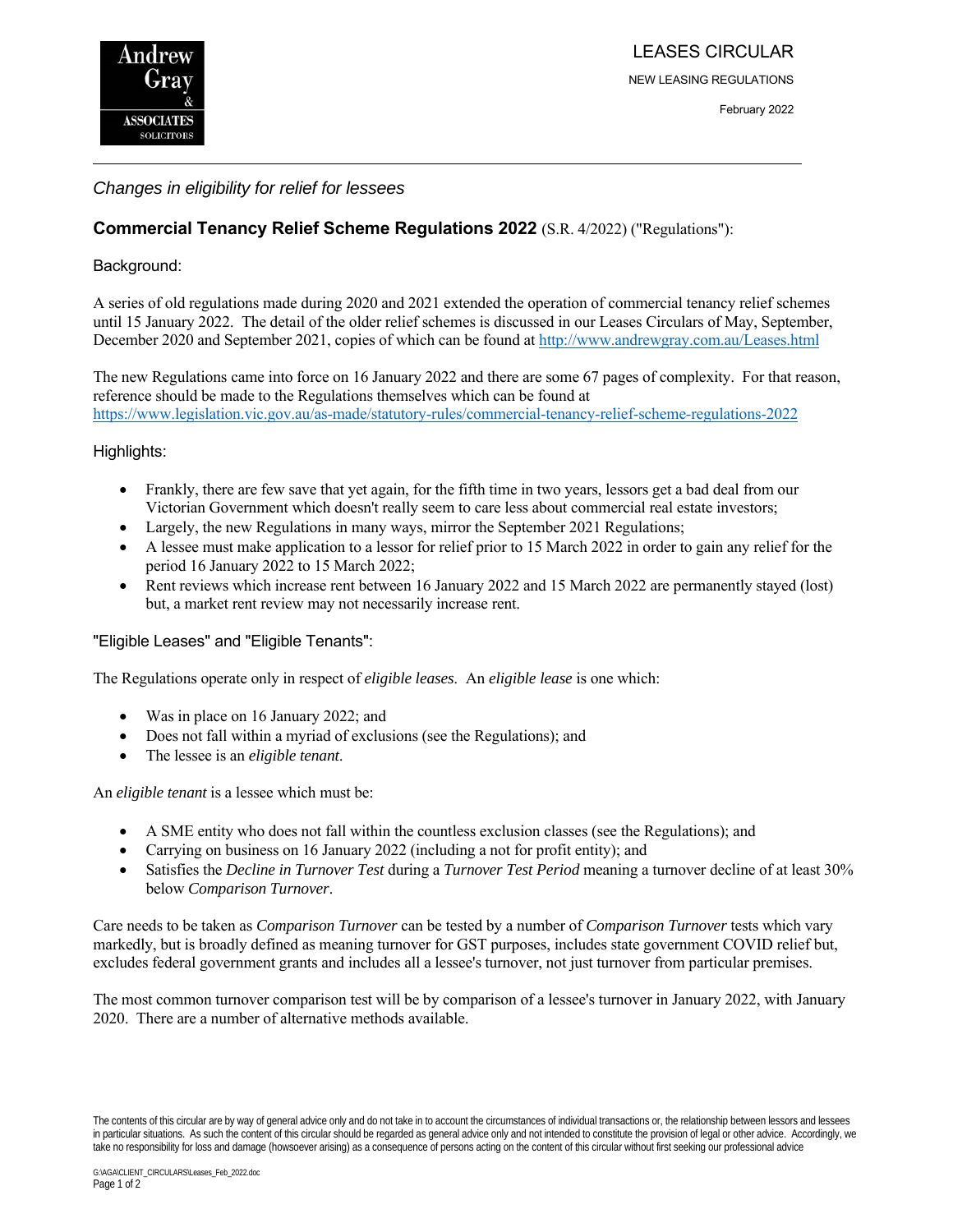Andrew Gray & ASSOCIATES SOLICITORS

# LEASES CIRCULAR

NEW LEASING REGULATIONS

February 2022

---

*Changes in eligibility for relief for lessees*

## **Commercial Tenancy Relief Scheme Regulations 2022** (S.R. 4/2022) ("Regulations"):

### Background:

A series of old regulations made during 2020 and 2021 extended the operation of commercial tenancy relief schemes until 15 January 2022. The detail of the older relief schemes is discussed in our Leases Circulars of May, September, December 2020 and September 2021, copies of which can be found at http://www.andrewgray.com.au/Leases.html

The new Regulations came into force on 16 January 2022 and there are some 67 pages of complexity. For that reason, reference should be made to the Regulations themselves which can be found at https://www.legislation.vic.gov.au/as-made/statutory-rules/commercial-tenancy-relief-scheme-regulations-2022

### Highlights:

- Frankly, there are few save that yet again, for the fifth time in two years, lessors get a bad deal from our Victorian Government which doesn't really seem to care less about commercial real estate investors;
- Largely, the new Regulations in many ways, mirror the September 2021 Regulations;
- A lessee must make application to a lessor for relief prior to 15 March 2022 in order to gain any relief for the period 16 January 2022 to 15 March 2022;
- Rent reviews which increase rent between 16 January 2022 and 15 March 2022 are permanently stayed (lost) but, a market rent review may not necessarily increase rent.

### "Eligible Leases" and "Eligible Tenants":

The Regulations operate only in respect of *eligible leases*. An *eligible lease* is one which:

- Was in place on 16 January 2022; and
- Does not fall within a myriad of exclusions (see the Regulations); and
- The lessee is an *eligible tenant*.

An *eligible tenant* is a lessee which must be:

- A SME entity who does not fall within the countless exclusion classes (see the Regulations); and
- Carrying on business on 16 January 2022 (including a not for profit entity); and
- Satisfies the *Decline in Turnover Test* during a *Turnover Test Period* meaning a turnover decline of at least 30% below *Comparison Turnover*.

Care needs to be taken as *Comparison Turnover* can be tested by a number of *Comparison Turnover* tests which vary markedly, but is broadly defined as meaning turnover for GST purposes, includes state government COVID relief but, excludes federal government grants and includes all a lessee's turnover, not just turnover from particular premises.

The most common turnover comparison test will be by comparison of a lessee's turnover in January 2022, with January 2020. There are a number of alternative methods available.

The contents of this circular are by way of general advice only and do not take in to account the circumstances of individual transactions or, the relationship between lessors and lessees in particular situations. As such the content of this circular should be regarded as general advice only and not intended to constitute the provision of legal or other advice. Accordingly, we take no responsibility for loss and damage (howsoever arising) as a consequence of persons acting on the content of this circular without first seeking our professional advice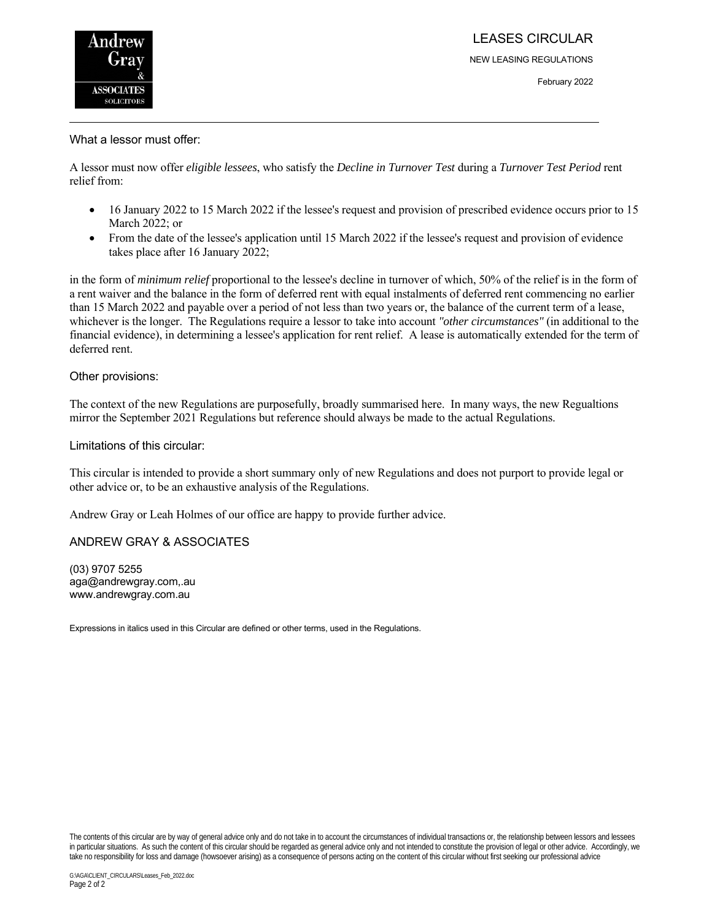What a lessor must offer:

A lessor must now offer *eligible lessees*, who satisfy the *Decline in Turnover Test* during a *Turnover Test Period* rent relief from:

- 16 January 2022 to 15 March 2022 if the lessee's request and provision of prescribed evidence occurs prior to 15 March 2022; or
- From the date of the lessee's application until 15 March 2022 if the lessee's request and provision of evidence takes place after 16 January 2022;

in the form of *minimum relief* proportional to the lessee's decline in turnover of which, 50% of the relief is in the form of a rent waiver and the balance in the form of deferred rent with equal instalments of deferred rent commencing no earlier than 15 March 2022 and payable over a period of not less than two years or, the balance of the current term of a lease, whichever is the longer. The Regulations require a lessor to take into account *"other circumstances"* (in additional to the financial evidence), in determining a lessee's application for rent relief. A lease is automatically extended for the term of deferred rent.

Other provisions:

The context of the new Regulations are purposefully, broadly summarised here. In many ways, the new Regualtions mirror the September 2021 Regulations but reference should always be made to the actual Regulations.

Limitations of this circular:

This circular is intended to provide a short summary only of new Regulations and does not purport to provide legal or other advice or, to be an exhaustive analysis of the Regulations.

Andrew Gray or Leah Holmes of our office are happy to provide further advice.

ANDREW GRAY & ASSOCIATES

(03) 9707 5255
aga@andrewgray.com,.au
www.andrewgray.com.au

Expressions in italics used in this Circular are defined or other terms, used in the Regulations.

The contents of this circular are by way of general advice only and do not take in to account the circumstances of individual transactions or, the relationship between lessors and lessees in particular situations. As such the content of this circular should be regarded as general advice only and not intended to constitute the provision of legal or other advice. Accordingly, we take no responsibility for loss and damage (howsoever arising) as a consequence of persons acting on the content of this circular without first seeking our professional advice